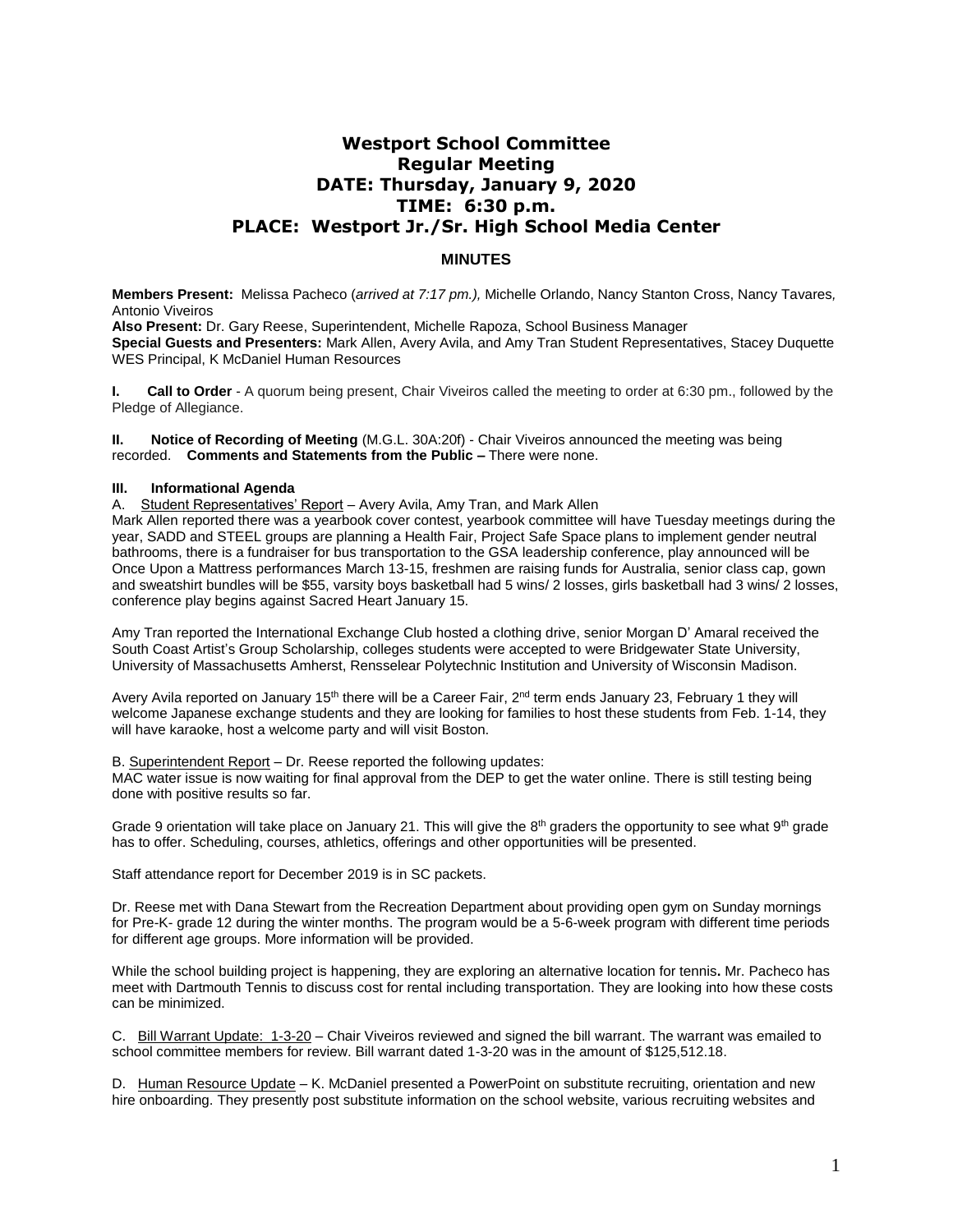# Westport School Committee
## Regular Meeting
## DATE: Thursday, January 9, 2020
## TIME: 6:30 p.m.
## PLACE: Westport Jr./Sr. High School Media Center

### MINUTES

**Members Present:** Melissa Pacheco (*arrived at 7:17 pm.),* Michelle Orlando, Nancy Stanton Cross, Nancy Tavares*,* Antonio Viveiros
**Also Present:** Dr. Gary Reese, Superintendent, Michelle Rapoza, School Business Manager
**Special Guests and Presenters:** Mark Allen, Avery Avila, and Amy Tran Student Representatives, Stacey Duquette WES Principal, K McDaniel Human Resources

**I. Call to Order** - A quorum being present, Chair Viveiros called the meeting to order at 6:30 pm., followed by the Pledge of Allegiance.

**II. Notice of Recording of Meeting** (M.G.L. 30A:20f) - Chair Viveiros announced the meeting was being recorded. **Comments and Statements from the Public –** There were none.

**III. Informational Agenda**

A. Student Representatives' Report – Avery Avila, Amy Tran, and Mark Allen
Mark Allen reported there was a yearbook cover contest, yearbook committee will have Tuesday meetings during the year, SADD and STEEL groups are planning a Health Fair, Project Safe Space plans to implement gender neutral bathrooms, there is a fundraiser for bus transportation to the GSA leadership conference, play announced will be Once Upon a Mattress performances March 13-15, freshmen are raising funds for Australia, senior class cap, gown and sweatshirt bundles will be $55, varsity boys basketball had 5 wins/ 2 losses, girls basketball had 3 wins/ 2 losses, conference play begins against Sacred Heart January 15.

Amy Tran reported the International Exchange Club hosted a clothing drive, senior Morgan D' Amaral received the South Coast Artist's Group Scholarship, colleges students were accepted to were Bridgewater State University, University of Massachusetts Amherst, Rensselear Polytechnic Institution and University of Wisconsin Madison.

Avery Avila reported on January 15th there will be a Career Fair, 2nd term ends January 23, February 1 they will welcome Japanese exchange students and they are looking for families to host these students from Feb. 1-14, they will have karaoke, host a welcome party and will visit Boston.

B. Superintendent Report – Dr. Reese reported the following updates:
MAC water issue is now waiting for final approval from the DEP to get the water online. There is still testing being done with positive results so far.

Grade 9 orientation will take place on January 21. This will give the 8th graders the opportunity to see what 9th grade has to offer. Scheduling, courses, athletics, offerings and other opportunities will be presented.

Staff attendance report for December 2019 is in SC packets.

Dr. Reese met with Dana Stewart from the Recreation Department about providing open gym on Sunday mornings for Pre-K- grade 12 during the winter months. More information will be provided.

While the school building project is happening, they are exploring an alternative location for tennis**.** Mr. Pacheco has meet with Dartmouth Tennis to discuss cost for rental including transportation. They are looking into how these costs can be minimized.

C. Bill Warrant Update: 1-3-20 – Chair Viveiros reviewed and signed the bill warrant. The warrant was emailed to school committee members for review. Bill warrant dated 1-3-20 was in the amount of $125,512.18.

D. Human Resource Update – K. McDaniel presented a PowerPoint on substitute recruiting, orientation and new hire onboarding. They presently post substitute information on the school website, various recruiting websites and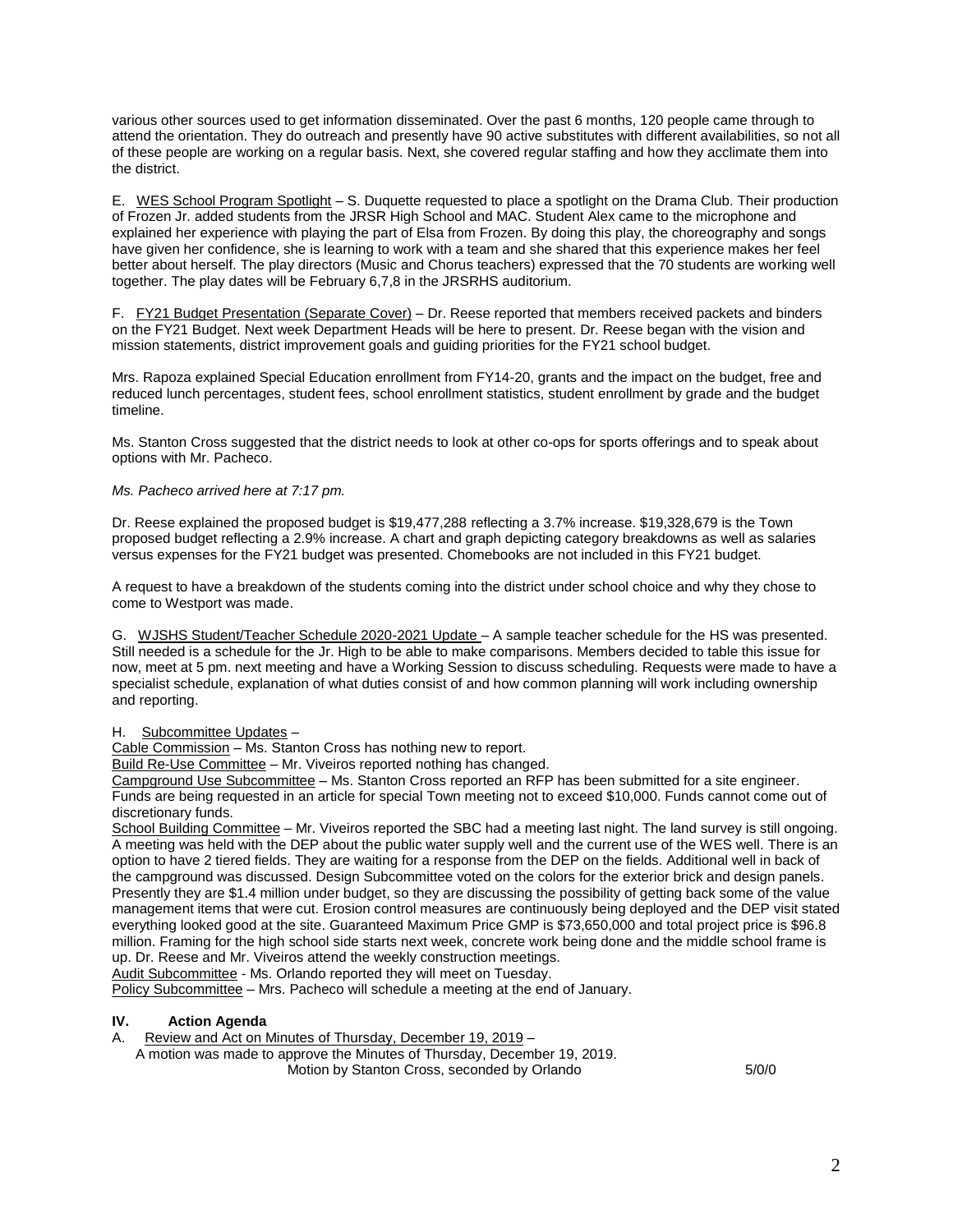various other sources used to get information disseminated. Over the past 6 months, 120 people came through to attend the orientation. They do outreach and presently have 90 active substitutes with different availabilities, so not all of these people are working on a regular basis. Next, she covered regular staffing and how they acclimate them into the district.

E. WES School Program Spotlight – S. Duquette requested to place a spotlight on the Drama Club. Their production of Frozen Jr. added students from the JRSR High School and MAC. Student Alex came to the microphone and explained her experience with playing the part of Elsa from Frozen. By doing this play, the choreography and songs have given her confidence, she is learning to work with a team and she shared that this experience makes her feel better about herself. The play directors (Music and Chorus teachers) expressed that the 70 students are working well together. The play dates will be February 6,7,8 in the JRSRHS auditorium.

F. FY21 Budget Presentation (Separate Cover) – Dr. Reese reported that members received packets and binders on the FY21 Budget. Next week Department Heads will be here to present. Dr. Reese began with the vision and mission statements, district improvement goals and guiding priorities for the FY21 school budget.

Mrs. Rapoza explained Special Education enrollment from FY14-20, grants and the impact on the budget, free and reduced lunch percentages, student fees, school enrollment statistics, student enrollment by grade and the budget timeline.

Ms. Stanton Cross suggested that the district needs to look at other co-ops for sports offerings and to speak about options with Mr. Pacheco.

*Ms. Pacheco arrived here at 7:17 pm.*

Dr. Reese explained the proposed budget is $19,477,288 reflecting a 3.7% increase. $19,328,679 is the Town proposed budget reflecting a 2.9% increase. A chart and graph depicting category breakdowns as well as salaries versus expenses for the FY21 budget was presented. Chomebooks are not included in this FY21 budget.

A request to have a breakdown of the students coming into the district under school choice and why they chose to come to Westport was made.

G. WJSHS Student/Teacher Schedule 2020-2021 Update – A sample teacher schedule for the HS was presented. Still needed is a schedule for the Jr. High to be able to make comparisons. Members decided to table this issue for now, meet at 5 pm. next meeting and have a Working Session to discuss scheduling. Requests were made to have a specialist schedule, explanation of what duties consist of and how common planning will work including ownership and reporting.

H. Subcommittee Updates –

Cable Commission – Ms. Stanton Cross has nothing new to report.

Build Re-Use Committee – Mr. Viveiros reported nothing has changed.

Campground Use Subcommittee – Ms. Stanton Cross reported an RFP has been submitted for a site engineer. Funds are being requested in an article for special Town meeting not to exceed $10,000. Funds cannot come out of discretionary funds.

School Building Committee – Mr. Viveiros reported the SBC had a meeting last night. The land survey is still ongoing. A meeting was held with the DEP about the public water supply well and the current use of the WES well. There is an option to have 2 tiered fields. They are waiting for a response from the DEP on the fields. Additional well in back of the campground was discussed. Design Subcommittee voted on the colors for the exterior brick and design panels. Presently they are $1.4 million under budget, so they are discussing the possibility of getting back some of the value management items that were cut. Erosion control measures are continuously being deployed and the DEP visit stated everything looked good at the site. Guaranteed Maximum Price GMP is $73,650,000 and total project price is $96.8 million. Framing for the high school side starts next week, concrete work being done and the middle school frame is up. Dr. Reese and Mr. Viveiros attend the weekly construction meetings.

Audit Subcommittee - Ms. Orlando reported they will meet on Tuesday.

Policy Subcommittee – Mrs. Pacheco will schedule a meeting at the end of January.

## IV. Action Agenda

A. Review and Act on Minutes of Thursday, December 19, 2019 –

A motion was made to approve the Minutes of Thursday, December 19, 2019.

Motion by Stanton Cross, seconded by Orlando 5/0/0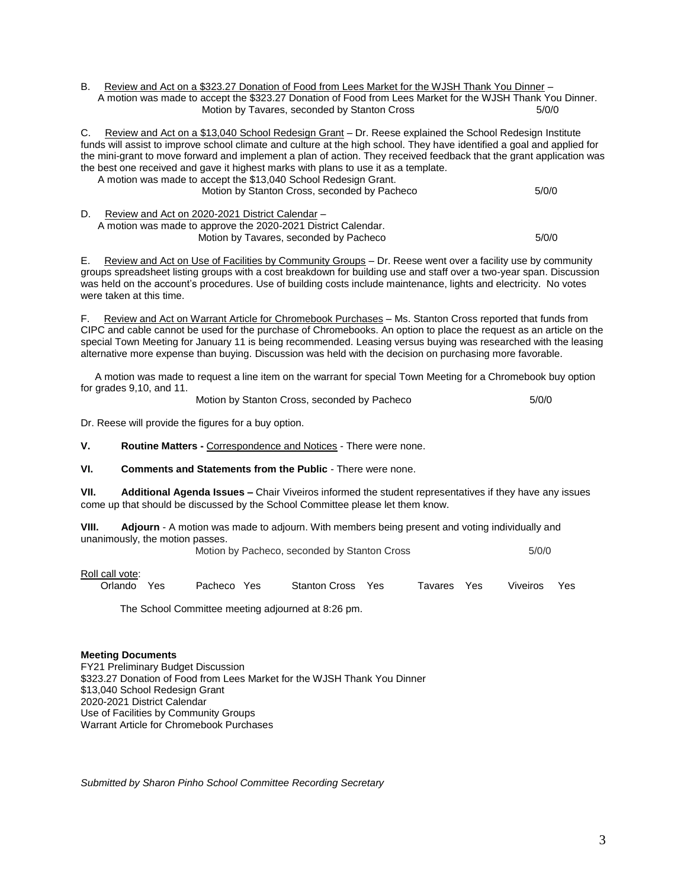B. Review and Act on a $323.27 Donation of Food from Lees Market for the WJSH Thank You Dinner –
A motion was made to accept the $323.27 Donation of Food from Lees Market for the WJSH Thank You Dinner.
Motion by Tavares, seconded by Stanton Cross 5/0/0

C. Review and Act on a $13,040 School Redesign Grant – Dr. Reese explained the School Redesign Institute funds will assist to improve school climate and culture at the high school. They have identified a goal and applied for the mini-grant to move forward and implement a plan of action. They received feedback that the grant application was the best one received and gave it highest marks with plans to use it as a template.
A motion was made to accept the $13,040 School Redesign Grant.
Motion by Stanton Cross, seconded by Pacheco 5/0/0

D. Review and Act on 2020-2021 District Calendar –
A motion was made to approve the 2020-2021 District Calendar.
Motion by Tavares, seconded by Pacheco 5/0/0

E. Review and Act on Use of Facilities by Community Groups – Dr. Reese went over a facility use by community groups spreadsheet listing groups with a cost breakdown for building use and staff over a two-year span. Discussion was held on the account's procedures. Use of building costs include maintenance, lights and electricity. No votes were taken at this time.

F. Review and Act on Warrant Article for Chromebook Purchases – Ms. Stanton Cross reported that funds from CIPC and cable cannot be used for the purchase of Chromebooks. An option to place the request as an article on the special Town Meeting for January 11 is being recommended. Leasing versus buying was researched with the leasing alternative more expense than buying. Discussion was held with the decision on purchasing more favorable.

A motion was made to request a line item on the warrant for special Town Meeting for a Chromebook buy option for grades 9,10, and 11.
Motion by Stanton Cross, seconded by Pacheco 5/0/0

Dr. Reese will provide the figures for a buy option.

**V. Routine Matters -** Correspondence and Notices - There were none.

**VI. Comments and Statements from the Public** - There were none.

**VII. Additional Agenda Issues –** Chair Viveiros informed the student representatives if they have any issues come up that should be discussed by the School Committee please let them know.

**VIII. Adjourn** - A motion was made to adjourn. With members being present and voting individually and unanimously, the motion passes.
Motion by Pacheco, seconded by Stanton Cross 5/0/0

Roll call vote:
Orlando Yes Pacheco Yes Stanton Cross Yes Tavares Yes Viveiros Yes

The School Committee meeting adjourned at 8:26 pm.

**Meeting Documents**
FY21 Preliminary Budget Discussion
$323.27 Donation of Food from Lees Market for the WJSH Thank You Dinner
$13,040 School Redesign Grant
2020-2021 District Calendar
Use of Facilities by Community Groups
Warrant Article for Chromebook Purchases

*Submitted by Sharon Pinho School Committee Recording Secretary*